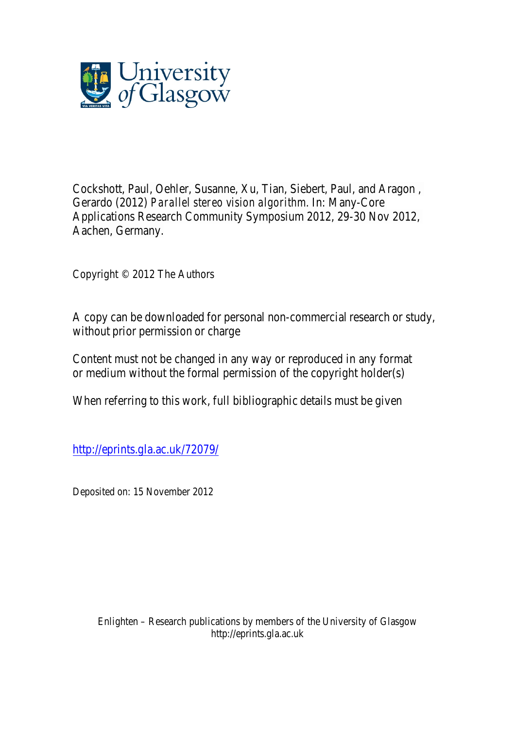University of Glasgow

Cockshott, Paul, Oehler, Susanne, Xu, Tian, Siebert, Paul, and Aragon , Gerardo (2012) *Parallel stereo vision algorithm.* In: Many-Core Applications Research Community Symposium 2012, 29-30 Nov 2012, Aachen, Germany.

Copyright © 2012 The Authors

A copy can be downloaded for personal non-commercial research or study, without prior permission or charge

Content must not be changed in any way or reproduced in any format or medium without the formal permission of the copyright holder(s)

When referring to this work, full bibliographic details must be given

http://eprints.gla.ac.uk/72079/

Deposited on: 15 November 2012

Enlighten – Research publications by members of the University of Glasgow
http://eprints.gla.ac.uk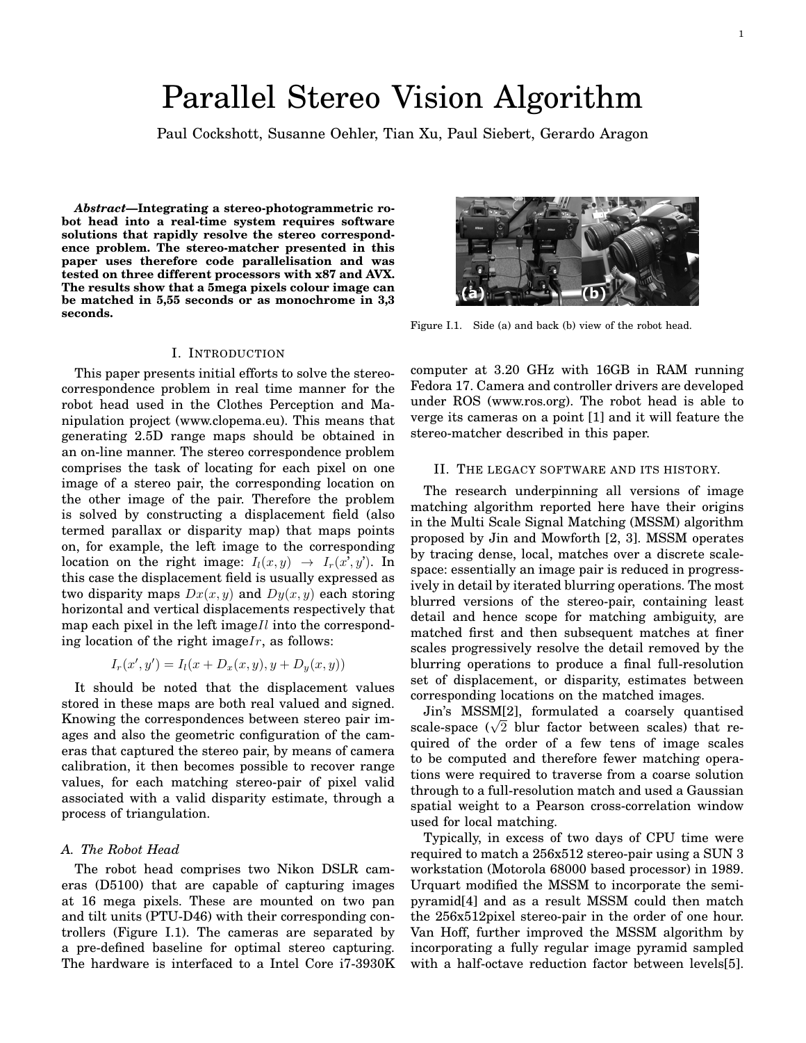# Parallel Stereo Vision Algorithm

Paul Cockshott, Susanne Oehler, Tian Xu, Paul Siebert, Gerardo Aragon

***Abstract*—Integrating a stereo-photogrammetric robot head into a real-time system requires software solutions that rapidly resolve the stereo correspondence problem. The stereo-matcher presented in this paper uses therefore code parallelisation and was tested on three different processors with x87 and AVX. The results show that a 5mega pixels colour image can be matched in 5,55 seconds or as monochrome in 3,3 seconds.**

## I. Introduction

This paper presents initial efforts to solve the stereo-correspondence problem in real time manner for the robot head used in the Clothes Perception and Manipulation project (www.clopema.eu). This means that generating 2.5D range maps should be obtained in an on-line manner. The stereo correspondence problem comprises the task of locating for each pixel on one image of a stereo pair, the corresponding location on the other image of the pair. Therefore the problem is solved by constructing a displacement field (also termed parallax or disparity map) that maps points on, for example, the left image to the corresponding location on the right image: $I_l(x, y) \rightarrow I_r(x', y')$. In this case the displacement field is usually expressed as two disparity maps $Dx(x, y)$ and $Dy(x, y)$ each storing horizontal and vertical displacements respectively that map each pixel in the left image$Il$ into the corresponding location of the right image$Ir$, as follows:

$$I_r(x', y') = I_l(x + D_x(x, y), y + D_y(x, y))$$

It should be noted that the displacement values stored in these maps are both real valued and signed. Knowing the correspondences between stereo pair images and also the geometric configuration of the cameras that captured the stereo pair, by means of camera calibration, it then becomes possible to recover range values, for each matching stereo-pair of pixel valid associated with a valid disparity estimate, through a process of triangulation.

### A. The Robot Head

The robot head comprises two Nikon DSLR cameras (D5100) that are capable of capturing images at 16 mega pixels. These are mounted on two pan and tilt units (PTU-D46) with their corresponding controllers (Figure I.1). The cameras are separated by a pre-defined baseline for optimal stereo capturing. The hardware is interfaced to a Intel Core i7-3930K computer at 3.20 GHz with 16GB in RAM running Fedora 17. Camera and controller drivers are developed under ROS (www.ros.org). The robot head is able to verge its cameras on a point [1] and it will feature the stereo-matcher described in this paper.

Figure I.1. Side (a) and back (b) view of the robot head.

## II. The legacy software and its history.

The research underpinning all versions of image matching algorithm reported here have their origins in the Multi Scale Signal Matching (MSSM) algorithm proposed by Jin and Mowforth [2, 3]. MSSM operates by tracing dense, local, matches over a discrete scale-space: essentially an image pair is reduced in progressively in detail by iterated blurring operations. The most blurred versions of the stereo-pair, containing least detail and hence scope for matching ambiguity, are matched first and then subsequent matches at finer scales progressively resolve the detail removed by the blurring operations to produce a final full-resolution set of displacement, or disparity, estimates between corresponding locations on the matched images.

Jin's MSSM[2], formulated a coarsely quantised scale-space ($\sqrt{2}$ blur factor between scales) that required of the order of a few tens of image scales to be computed and therefore fewer matching operations were required to traverse from a coarse solution through to a full-resolution match and used a Gaussian spatial weight to a Pearson cross-correlation window used for local matching.

Typically, in excess of two days of CPU time were required to match a 256x512 stereo-pair using a SUN 3 workstation (Motorola 68000 based processor) in 1989. Urquart modified the MSSM to incorporate the semi-pyramid[4] and as a result MSSM could then match the 256x512pixel stereo-pair in the order of one hour. Van Hoff, further improved the MSSM algorithm by incorporating a fully regular image pyramid sampled with a half-octave reduction factor between levels[5].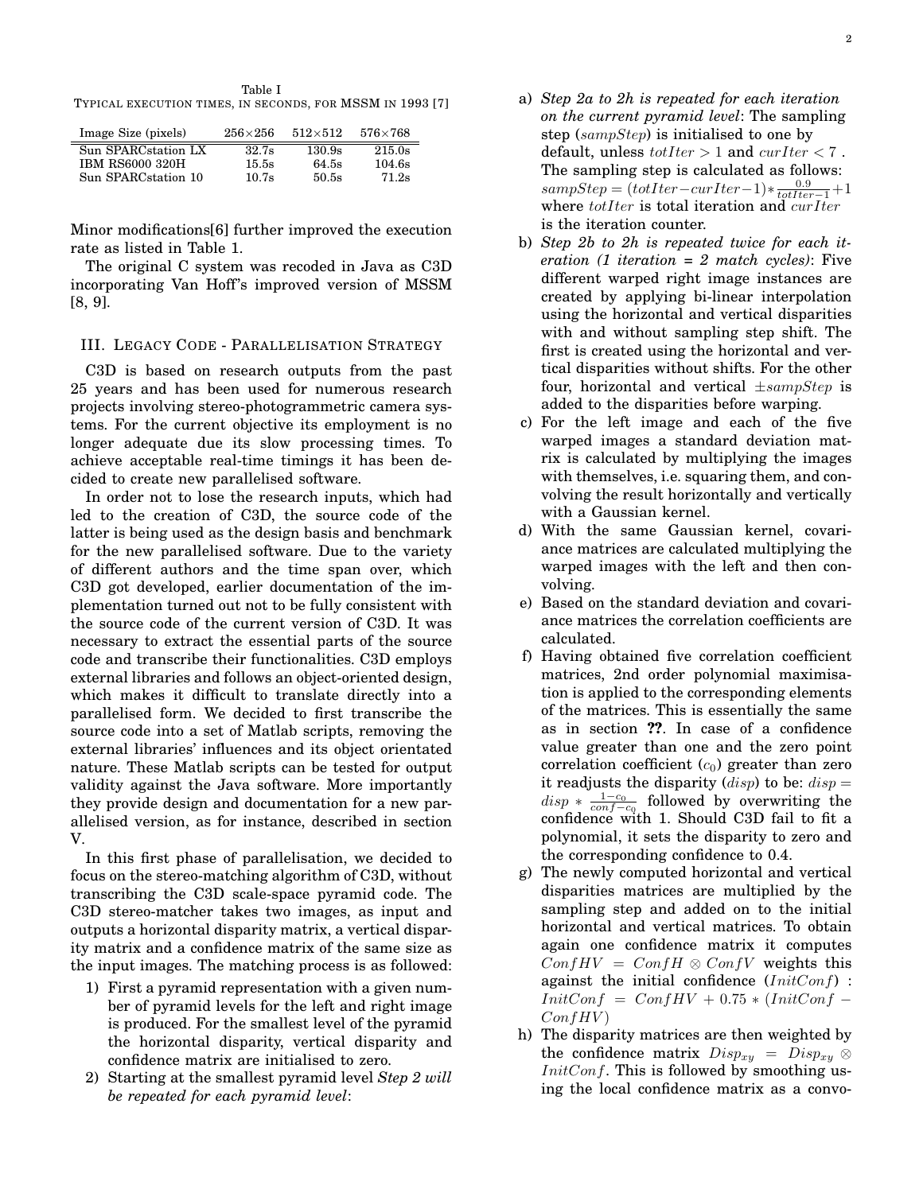Table I
TYPICAL EXECUTION TIMES, IN SECONDS, FOR MSSM IN 1993 [7]

| Image Size (pixels) | 256×256 | 512×512 | 576×768 |
|---|---|---|---|
| Sun SPARCstation LX | 32.7s | 130.9s | 215.0s |
| IBM RS6000 320H | 15.5s | 64.5s | 104.6s |
| Sun SPARCstation 10 | 10.7s | 50.5s | 71.2s |

Minor modifications[6] further improved the execution rate as listed in Table 1.

The original C system was recoded in Java as C3D incorporating Van Hoff's improved version of MSSM [8, 9].

## III. Legacy Code - Parallelisation Strategy

C3D is based on research outputs from the past 25 years and has been used for numerous research projects involving stereo-photogrammetric camera systems. For the current objective its employment is no longer adequate due its slow processing times. To achieve acceptable real-time timings it has been decided to create new parallelised software.

In order not to lose the research inputs, which had led to the creation of C3D, the source code of the latter is being used as the design basis and benchmark for the new parallelised software. Due to the variety of different authors and the time span over, which C3D got developed, earlier documentation of the implementation turned out not to be fully consistent with the source code of the current version of C3D. It was necessary to extract the essential parts of the source code and transcribe their functionalities. C3D employs external libraries and follows an object-oriented design, which makes it difficult to translate directly into a parallelised form. We decided to first transcribe the source code into a set of Matlab scripts, removing the external libraries' influences and its object orientated nature. These Matlab scripts can be tested for output validity against the Java software. More importantly they provide design and documentation for a new parallelised version, as for instance, described in section V.

In this first phase of parallelisation, we decided to focus on the stereo-matching algorithm of C3D, without transcribing the C3D scale-space pyramid code. The C3D stereo-matcher takes two images, as input and outputs a horizontal disparity matrix, a vertical disparity matrix and a confidence matrix of the same size as the input images. The matching process is as followed:

1) First a pyramid representation with a given number of pyramid levels for the left and right image is produced. For the smallest level of the pyramid the horizontal disparity, vertical disparity and confidence matrix are initialised to zero.
2) Starting at the smallest pyramid level *Step 2 will be repeated for each pyramid level*:

a) *Step 2a to 2h is repeated for each iteration on the current pyramid level*: The sampling step ($sampStep$) is initialised to one by default, unless $totIter > 1$ and $curIter < 7$ . The sampling step is calculated as follows: $sampStep = (totIter - curIter - 1) * \frac{0.9}{totIter-1} + 1$ where $totIter$ is total iteration and $curIter$ is the iteration counter.

b) *Step 2b to 2h is repeated twice for each iteration (1 iteration = 2 match cycles)*: Five different warped right image instances are created by applying bi-linear interpolation using the horizontal and vertical disparities with and without sampling step shift. The first is created using the horizontal and vertical disparities without shifts. For the other four, horizontal and vertical $\pm sampStep$ is added to the disparities before warping.

c) For the left image and each of the five warped images a standard deviation matrix is calculated by multiplying the images with themselves, i.e. squaring them, and convolving the result horizontally and vertically with a Gaussian kernel.

d) With the same Gaussian kernel, covariance matrices are calculated multiplying the warped images with the left and then convolving.

e) Based on the standard deviation and covariance matrices the correlation coefficients are calculated.

f) Having obtained five correlation coefficient matrices, 2nd order polynomial maximisation is applied to the corresponding elements of the matrices. This is essentially the same as in section **??**. In case of a confidence value greater than one and the zero point correlation coefficient ($c_0$) greater than zero it readjusts the disparity ($disp$) to be: $disp = disp * \frac{1-c_0}{conf-c_0}$ followed by overwriting the confidence with 1. Should C3D fail to fit a polynomial, it sets the disparity to zero and the corresponding confidence to 0.4.

g) The newly computed horizontal and vertical disparities matrices are multiplied by the sampling step and added on to the initial horizontal and vertical matrices. To obtain again one confidence matrix it computes $ConfHV = ConfH \otimes ConfV$ weights this against the initial confidence ($InitConf$) : $InitConf = ConfHV + 0.75 * (InitConf - ConfHV)$

h) The disparity matrices are then weighted by the confidence matrix $Disp_{xy} = Disp_{xy} \otimes InitConf$. This is followed by smoothing using the local confidence matrix as a convo-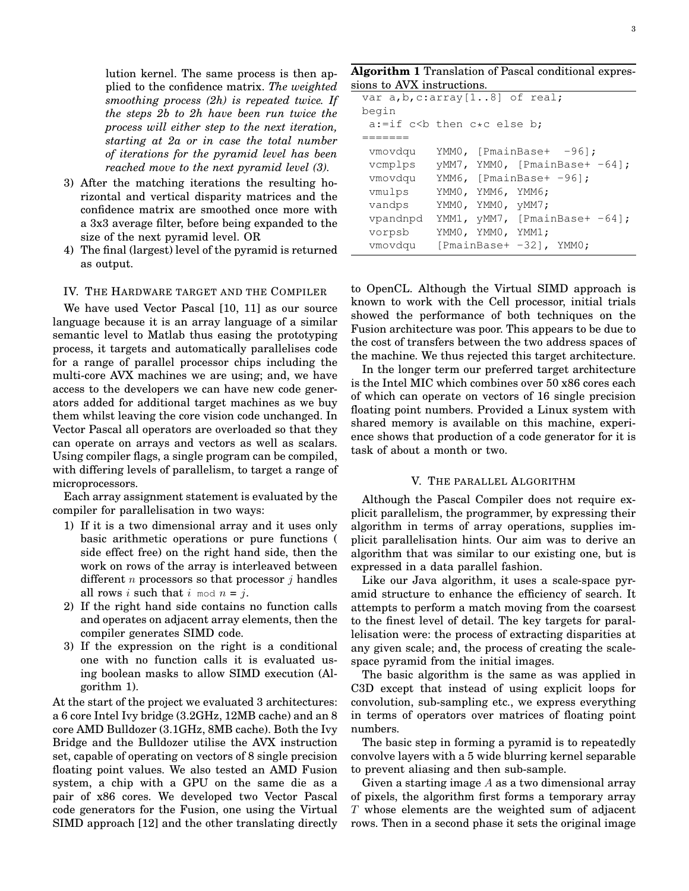lution kernel. The same process is then applied to the confidence matrix. *The weighted smoothing process (2h) is repeated twice. If the steps 2b to 2h have been run twice the process will either step to the next iteration, starting at 2a or in case the total number of iterations for the pyramid level has been reached move to the next pyramid level (3).*

3) After the matching iterations the resulting horizontal and vertical disparity matrices and the confidence matrix are smoothed once more with a 3x3 average filter, before being expanded to the size of the next pyramid level. OR
4) The final (largest) level of the pyramid is returned as output.

## IV. The Hardware target and the Compiler

We have used Vector Pascal [10, 11] as our source language because it is an array language of a similar semantic level to Matlab thus easing the prototyping process, it targets and automatically parallelises code for a range of parallel processor chips including the multi-core AVX machines we are using; and, we have access to the developers we can have new code generators added for additional target machines as we buy them whilst leaving the core vision code unchanged. In Vector Pascal all operators are overloaded so that they can operate on arrays and vectors as well as scalars. Using compiler flags, a single program can be compiled, with differing levels of parallelism, to target a range of microprocessors.

Each array assignment statement is evaluated by the compiler for parallelisation in two ways:

1) If it is a two dimensional array and it uses only basic arithmetic operations or pure functions ( side effect free) on the right hand side, then the work on rows of the array is interleaved between different $n$ processors so that processor $j$ handles all rows $i$ such that $i \bmod n = j$.
2) If the right hand side contains no function calls and operates on adjacent array elements, then the compiler generates SIMD code.
3) If the expression on the right is a conditional one with no function calls it is evaluated using boolean masks to allow SIMD execution (Algorithm 1).

At the start of the project we evaluated 3 architectures: a 6 core Intel Ivy bridge (3.2GHz, 12MB cache) and an 8 core AMD Bulldozer (3.1GHz, 8MB cache). Both the Ivy Bridge and the Bulldozer utilise the AVX instruction set, capable of operating on vectors of 8 single precision floating point values. We also tested an AMD Fusion system, a chip with a GPU on the same die as a pair of x86 cores. We developed two Vector Pascal code generators for the Fusion, one using the Virtual SIMD approach [12] and the other translating directly

**Algorithm 1** Translation of Pascal conditional expressions to AVX instructions.

```
var a,b,c:array[1..8] of real;
begin
 a:=if c<b then c*c else b;
=======
 vmovdqu   YMM0, [PmainBase+  -96];
 vcmplps   yMM7, YMM0, [PmainBase+ -64];
 vmovdqu   YMM6, [PmainBase+ -96];
 vmulps    YMM0, YMM6, YMM6;
 vandps    YMM0, YMM0, yMM7;
 vpandnpd  YMM1, yMM7, [PmainBase+ -64];
 vorpsb    YMM0, YMM0, YMM1;
 vmovdqu   [PmainBase+ -32], YMM0;
```

to OpenCL. Although the Virtual SIMD approach is known to work with the Cell processor, initial trials showed the performance of both techniques on the Fusion architecture was poor. This appears to be due to the cost of transfers between the two address spaces of the machine. We thus rejected this target architecture.

In the longer term our preferred target architecture is the Intel MIC which combines over 50 x86 cores each of which can operate on vectors of 16 single precision floating point numbers. Provided a Linux system with shared memory is available on this machine, experience shows that production of a code generator for it is task of about a month or two.

## V. The parallel Algorithm

Although the Pascal Compiler does not require explicit parallelism, the programmer, by expressing their algorithm in terms of array operations, supplies implicit parallelisation hints. Our aim was to derive an algorithm that was similar to our existing one, but is expressed in a data parallel fashion.

Like our Java algorithm, it uses a scale-space pyramid structure to enhance the efficiency of search. It attempts to perform a match moving from the coarsest to the finest level of detail. The key targets for parallelisation were: the process of extracting disparities at any given scale; and, the process of creating the scale-space pyramid from the initial images.

The basic algorithm is the same as was applied in C3D except that instead of using explicit loops for convolution, sub-sampling etc., we express everything in terms of operators over matrices of floating point numbers.

The basic step in forming a pyramid is to repeatedly convolve layers with a 5 wide blurring kernel separable to prevent aliasing and then sub-sample.

Given a starting image $A$ as a two dimensional array of pixels, the algorithm first forms a temporary array $T$ whose elements are the weighted sum of adjacent rows. Then in a second phase it sets the original image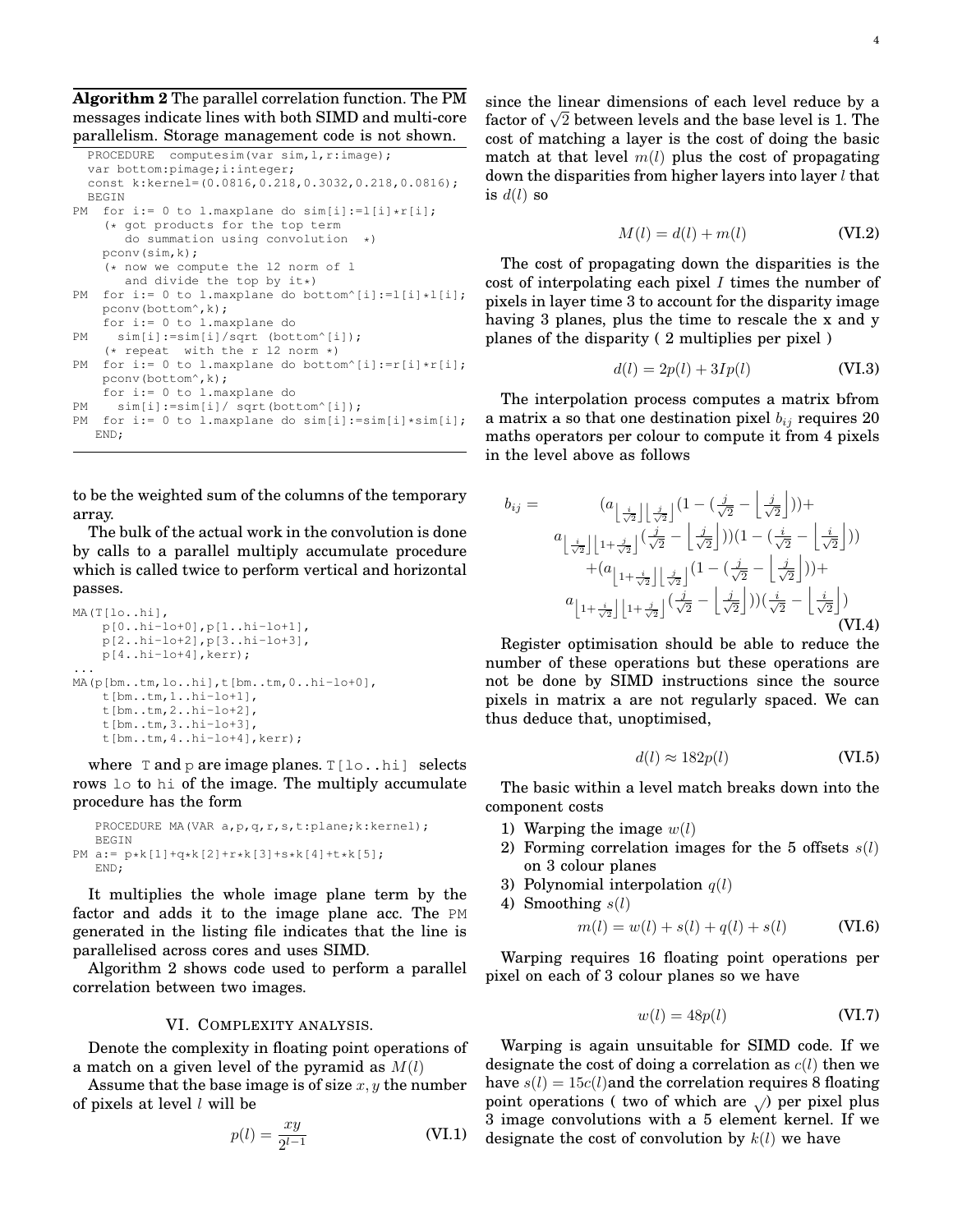**Algorithm 2** The parallel correlation function. The PM messages indicate lines with both SIMD and multi-core parallelism. Storage management code is not shown.

```
  PROCEDURE  computesim(var sim,l,r:image);
  var bottom:pimage;i:integer;
  const k:kernel=(0.0816,0.218,0.3032,0.218,0.0816);
  BEGIN
PM  for i:= 0 to l.maxplane do sim[i]:=l[i]*r[i];
    (* got products for the top term
       do summation using convolution  *)
    pconv(sim,k);
    (* now we compute the l2 norm of l
       and divide the top by it*)
PM  for i:= 0 to l.maxplane do bottom^[i]:=l[i]*l[i];
    pconv(bottom^,k);
    for i:= 0 to l.maxplane do
PM    sim[i]:=sim[i]/sqrt (bottom^[i]);
    (* repeat  with the r l2 norm *)
PM  for i:= 0 to l.maxplane do bottom^[i]:=r[i]*r[i];
    pconv(bottom^,k);
    for i:= 0 to l.maxplane do
PM    sim[i]:=sim[i]/ sqrt(bottom^[i]);
PM  for i:= 0 to l.maxplane do sim[i]:=sim[i]*sim[i];
   END;
```

to be the weighted sum of the columns of the temporary array.

The bulk of the actual work in the convolution is done by calls to a parallel multiply accumulate procedure which is called twice to perform vertical and horizontal passes.

```
MA(T[lo..hi],
    p[0..hi-lo+0],p[1..hi-lo+1],
    p[2..hi-lo+2],p[3..hi-lo+3],
    p[4..hi-lo+4],kerr);
...
MA(p[bm..tm,lo..hi],t[bm..tm,0..hi-lo+0],
    t[bm..tm,1..hi-lo+1],
    t[bm..tm,2..hi-lo+2],
    t[bm..tm,3..hi-lo+3],
    t[bm..tm,4..hi-lo+4],kerr);
```

where T and p are image planes. T[lo..hi] selects rows lo to hi of the image. The multiply accumulate procedure has the form

```
   PROCEDURE MA(VAR a,p,q,r,s,t:plane;k:kernel);
   BEGIN
PM a:= p*k[1]+q*k[2]+r*k[3]+s*k[4]+t*k[5];
   END;
```

It multiplies the whole image plane term by the factor and adds it to the image plane acc. The PM generated in the listing file indicates that the line is parallelised across cores and uses SIMD.

Algorithm 2 shows code used to perform a parallel correlation between two images.

## VI. Complexity analysis.

Denote the complexity in floating point operations of a match on a given level of the pyramid as $M(l)$

Assume that the base image is of size $x, y$ the number of pixels at level $l$ will be

$$p(l) = \frac{xy}{2^{l-1}} \tag{VI.1}$$

since the linear dimensions of each level reduce by a factor of $\sqrt{2}$ between levels and the base level is 1. The cost of matching a layer is the cost of doing the basic match at that level $m(l)$ plus the cost of propagating down the disparities from higher layers into layer $l$ that is $d(l)$ so

$$M(l) = d(l) + m(l) \tag{VI.2}$$

The cost of propagating down the disparities is the cost of interpolating each pixel $I$ times the number of pixels in layer time 3 to account for the disparity image having 3 planes, plus the time to rescale the x and y planes of the disparity ( 2 multiplies per pixel )

$$d(l) = 2p(l) + 3Ip(l) \tag{VI.3}$$

The interpolation process computes a matrix bfrom a matrix a so that one destination pixel $b_{ij}$ requires 20 maths operators per colour to compute it from 4 pixels in the level above as follows

$$\begin{aligned} b_{ij} = \quad & (a_{\left\lfloor \frac{i}{\sqrt{2}} \right\rfloor \left\lfloor \frac{j}{\sqrt{2}} \right\rfloor}(1 - (\tfrac{j}{\sqrt{2}} - \left\lfloor \tfrac{j}{\sqrt{2}} \right\rfloor)) + \\ & a_{\left\lfloor \frac{i}{\sqrt{2}} \right\rfloor \left\lfloor 1+\frac{j}{\sqrt{2}} \right\rfloor}(\tfrac{j}{\sqrt{2}} - \left\lfloor \tfrac{j}{\sqrt{2}} \right\rfloor))(1 - (\tfrac{i}{\sqrt{2}} - \left\lfloor \tfrac{i}{\sqrt{2}} \right\rfloor)) \\ & + (a_{\left\lfloor 1+\frac{i}{\sqrt{2}} \right\rfloor \left\lfloor \frac{j}{\sqrt{2}} \right\rfloor}(1 - (\tfrac{j}{\sqrt{2}} - \left\lfloor \tfrac{j}{\sqrt{2}} \right\rfloor)) + \\ & a_{\left\lfloor 1+\frac{i}{\sqrt{2}} \right\rfloor \left\lfloor 1+\frac{j}{\sqrt{2}} \right\rfloor}(\tfrac{j}{\sqrt{2}} - \left\lfloor \tfrac{j}{\sqrt{2}} \right\rfloor))(\tfrac{i}{\sqrt{2}} - \left\lfloor \tfrac{i}{\sqrt{2}} \right\rfloor) \end{aligned} \tag{VI.4}$$

Register optimisation should be able to reduce the number of these operations but these operations are not be done by SIMD instructions since the source pixels in matrix a are not regularly spaced. We can thus deduce that, unoptimised,

$$d(l) \approx 182p(l) \tag{VI.5}$$

The basic within a level match breaks down into the component costs

1) Warping the image $w(l)$
2) Forming correlation images for the 5 offsets $s(l)$ on 3 colour planes
3) Polynomial interpolation $q(l)$
4) Smoothing $s(l)$

$$m(l) = w(l) + s(l) + q(l) + s(l) \tag{VI.6}$$

Warping requires 16 floating point operations per pixel on each of 3 colour planes so we have

$$w(l) = 48p(l) \tag{VI.7}$$

Warping is again unsuitable for SIMD code. If we designate the cost of doing a correlation as $c(l)$ then we have $s(l) = 15c(l)$and the correlation requires 8 floating point operations ( two of which are $\surd$) per pixel plus 3 image convolutions with a 5 element kernel. If we designate the cost of convolution by $k(l)$ we have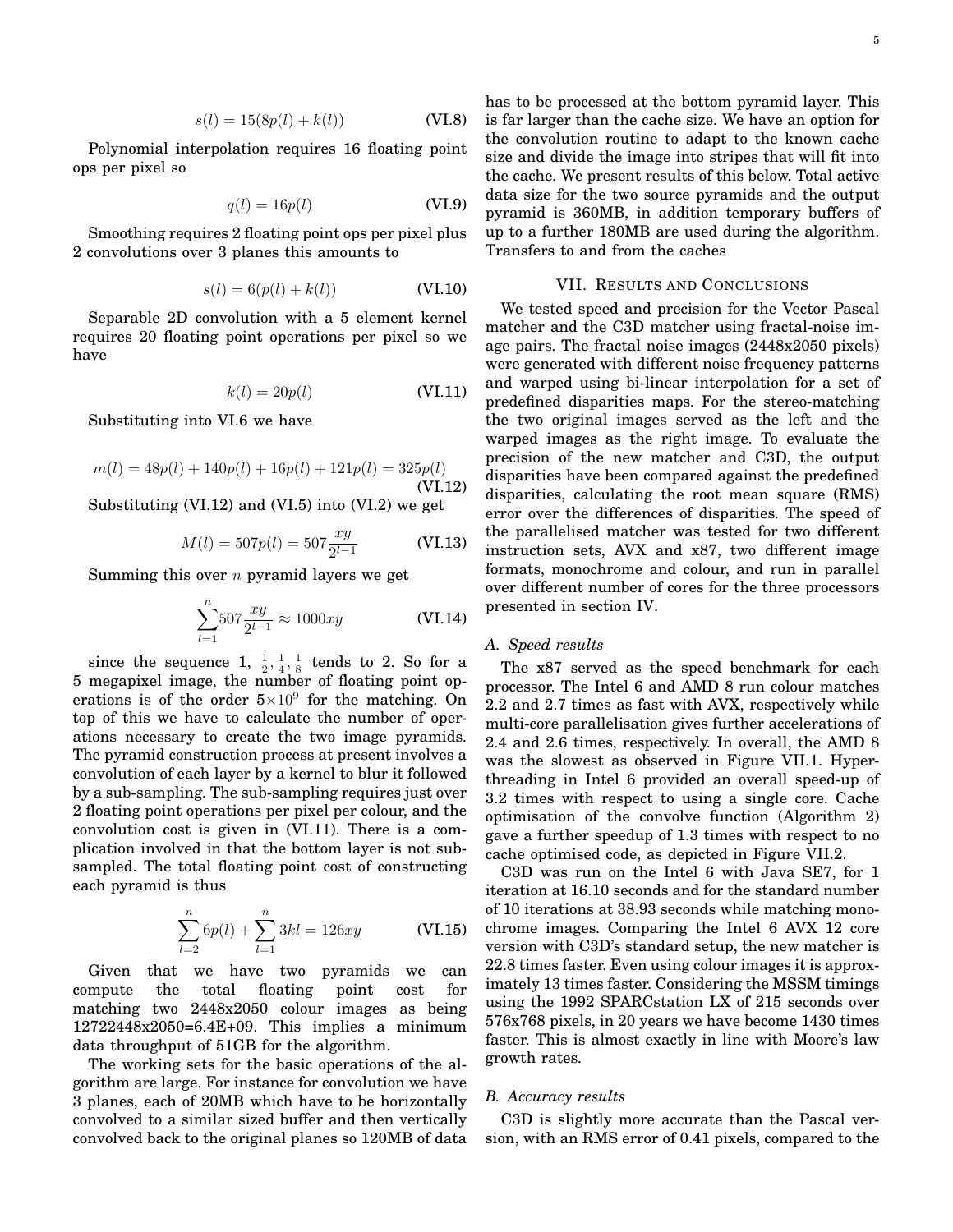$$s(l) = 15(8p(l) + k(l)) \tag{VI.8}$$

Polynomial interpolation requires 16 floating point ops per pixel so

$$q(l) = 16p(l) \tag{VI.9}$$

Smoothing requires 2 floating point ops per pixel plus 2 convolutions over 3 planes this amounts to

$$s(l) = 6(p(l) + k(l)) \tag{VI.10}$$

Separable 2D convolution with a 5 element kernel requires 20 floating point operations per pixel so we have

$$k(l) = 20p(l) \tag{VI.11}$$

Substituting into VI.6 we have

$$m(l) = 48p(l) + 140p(l) + 16p(l) + 121p(l) = 325p(l) \tag{VI.12}$$

Substituting (VI.12) and (VI.5) into (VI.2) we get

$$M(l) = 507p(l) = 507\frac{xy}{2^{l-1}} \tag{VI.13}$$

Summing this over $n$ pyramid layers we get

$$\sum_{l=1}^{n} 507\frac{xy}{2^{l-1}} \approx 1000xy \tag{VI.14}$$

since the sequence 1, $\frac{1}{2}, \frac{1}{4}, \frac{1}{8}$ tends to 2. So for a 5 megapixel image, the number of floating point operations is of the order $5\times10^9$ for the matching. On top of this we have to calculate the number of operations necessary to create the two image pyramids. The pyramid construction process at present involves a convolution of each layer by a kernel to blur it followed by a sub-sampling. The sub-sampling requires just over 2 floating point operations per pixel per colour, and the convolution cost is given in (VI.11). There is a complication involved in that the bottom layer is not subsampled. The total floating point cost of constructing each pyramid is thus

$$\sum_{l=2}^{n} 6p(l) + \sum_{l=1}^{n} 3kl = 126xy \tag{VI.15}$$

Given that we have two pyramids we can compute the total floating point cost for matching two 2448x2050 colour images as being 12722448x2050=6.4E+09. This implies a minimum data throughput of 51GB for the algorithm.

The working sets for the basic operations of the algorithm are large. For instance for convolution we have 3 planes, each of 20MB which have to be horizontally convolved to a similar sized buffer and then vertically convolved back to the original planes so 120MB of data has to be processed at the bottom pyramid layer. This is far larger than the cache size. We have an option for the convolution routine to adapt to the known cache size and divide the image into stripes that will fit into the cache. We present results of this below. Total active data size for the two source pyramids and the output pyramid is 360MB, in addition temporary buffers of up to a further 180MB are used during the algorithm. Transfers to and from the caches

## VII. Results and Conclusions

We tested speed and precision for the Vector Pascal matcher and the C3D matcher using fractal-noise image pairs. The fractal noise images (2448x2050 pixels) were generated with different noise frequency patterns and warped using bi-linear interpolation for a set of predefined disparities maps. For the stereo-matching the two original images served as the left and the warped images as the right image. To evaluate the precision of the new matcher and C3D, the output disparities have been compared against the predefined disparities, calculating the root mean square (RMS) error over the differences of disparities. The speed of the parallelised matcher was tested for two different instruction sets, AVX and x87, two different image formats, monochrome and colour, and run in parallel over different number of cores for the three processors presented in section IV.

### A. Speed results

The x87 served as the speed benchmark for each processor. The Intel 6 and AMD 8 run colour matches 2.2 and 2.7 times as fast with AVX, respectively while multi-core parallelisation gives further accelerations of 2.4 and 2.6 times, respectively. In overall, the AMD 8 was the slowest as observed in Figure VII.1. Hyperthreading in Intel 6 provided an overall speed-up of 3.2 times with respect to using a single core. Cache optimisation of the convolve function (Algorithm 2) gave a further speedup of 1.3 times with respect to no cache optimised code, as depicted in Figure VII.2.

C3D was run on the Intel 6 with Java SE7, for 1 iteration at 16.10 seconds and for the standard number of 10 iterations at 38.93 seconds while matching monochrome images. Comparing the Intel 6 AVX 12 core version with C3D's standard setup, the new matcher is 22.8 times faster. Even using colour images it is approximately 13 times faster. Considering the MSSM timings using the 1992 SPARCstation LX of 215 seconds over 576x768 pixels, in 20 years we have become 1430 times faster. This is almost exactly in line with Moore's law growth rates.

### B. Accuracy results

C3D is slightly more accurate than the Pascal version, with an RMS error of 0.41 pixels, compared to the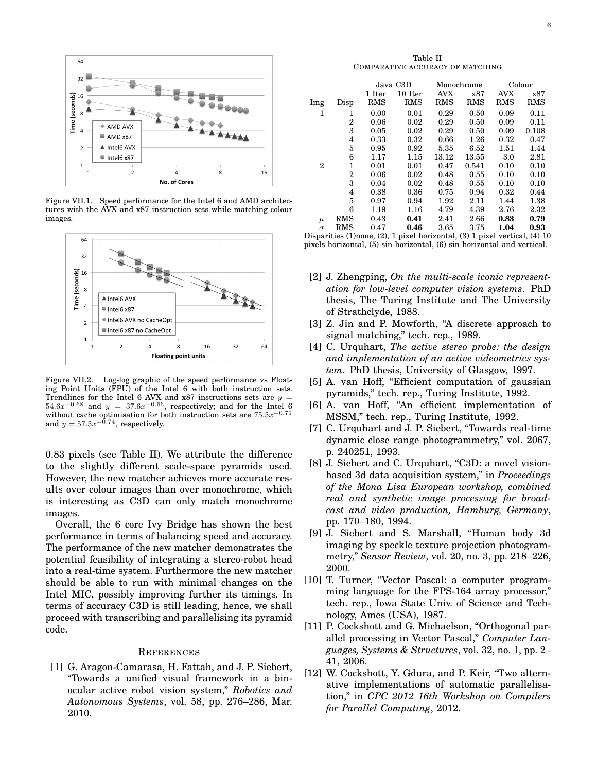64
32
16
8
4
2
1
Time (seconds)
1
2
4
8
16
No. of Cores
AMD AVX
AMD x87
Intel6 AVX
Intel6 x87

Figure VII.1. Speed performance for the Intel 6 and AMD architectures with the AVX and x87 instruction sets while matching colour images.

64
32
16
8
4
2
1
Time (seconds)
1
2
4
8
16
32
64
Floating point units
Intel6 AVX
Intel6 x87
Intel6 AVX no CacheOpt
Intel6 x87 no CacheOpt

Figure VII.2. Log-log graphic of the speed performance vs Floating Point Units (FPU) of the Intel 6 with both instruction sets. Trendlines for the Intel 6 AVX and x87 instructions sets are $y = 54.6x^{-0.68}$ and $y = 37.6x^{-0.66}$, respectively; and for the Intel 6 without cache optimisation for both instruction sets are $75.5x^{-0.71}$ and $y = 57.5x^{-0.74}$, respectively.

0.83 pixels (see Table II). We attribute the difference to the slightly different scale-space pyramids used. However, the new matcher achieves more accurate results over colour images than over monochrome, which is interesting as C3D can only match monochrome images.

Overall, the 6 core Ivy Bridge has shown the best performance in terms of balancing speed and accuracy. The performance of the new matcher demonstrates the potential feasibility of integrating a stereo-robot head into a real-time system. Furthermore the new matcher should be able to run with minimal changes on the Intel MIC, possibly improving further its timings. In terms of accuracy C3D is still leading, hence, we shall proceed with transcribing and parallelising its pyramid code.

Table II
Comparative accuracy of matching

| | | Java C3D | | Monochrome | | Colour | |
|---|---|---|---|---|---|---|---|
| | | 1 Iter | 10 Iter | AVX | x87 | AVX | x87 |
| Img | Disp | RMS | RMS | RMS | RMS | RMS | RMS |
| 1 | 1 | 0.00 | 0.01 | 0.29 | 0.50 | 0.09 | 0.11 |
| | 2 | 0.06 | 0.02 | 0.29 | 0.50 | 0.09 | 0.11 |
| | 3 | 0.05 | 0.02 | 0.29 | 0.50 | 0.09 | 0.108 |
| | 4 | 0.33 | 0.32 | 0.66 | 1.26 | 0.32 | 0.47 |
| | 5 | 0.95 | 0.92 | 5.35 | 6.52 | 1.51 | 1.44 |
| | 6 | 1.17 | 1.15 | 13.12 | 13.55 | 3.0 | 2.81 |
| 2 | 1 | 0.01 | 0.01 | 0.47 | 0.541 | 0.10 | 0.10 |
| | 2 | 0.06 | 0.02 | 0.48 | 0.55 | 0.10 | 0.10 |
| | 3 | 0.04 | 0.02 | 0.48 | 0.55 | 0.10 | 0.10 |
| | 4 | 0.38 | 0.36 | 0.75 | 0.94 | 0.32 | 0.44 |
| | 5 | 0.97 | 0.94 | 1.92 | 2.11 | 1.44 | 1.38 |
| | 6 | 1.19 | 1.16 | 4.79 | 4.39 | 2.76 | 2.32 |
| $\mu$ | RMS | 0.43 | **0.41** | 2.41 | 2.66 | **0.83** | **0.79** |
| $\sigma$ | RMS | 0.47 | **0.46** | 3.65 | 3.75 | **1.04** | **0.93** |

Disparities (1)none, (2), 1 pixel horizontal, (3) 1 pixel vertical, (4) 10 pixels horizontal, (5) sin horizontal, (6) sin horizontal and vertical.

## References

[1] G. Aragon-Camarasa, H. Fattah, and J. P. Siebert, "Towards a unified visual framework in a binocular active robot vision system," *Robotics and Autonomous Systems*, vol. 58, pp. 276–286, Mar. 2010.

[2] J. Zhengping, *On the multi-scale iconic representation for low-level computer vision systems*. PhD thesis, The Turing Institute and The University of Strathclyde, 1988.

[3] Z. Jin and P. Mowforth, "A discrete approach to signal matching," tech. rep., 1989.

[4] C. Urquhart, *The active stereo probe: the design and implementation of an active videometrics system*. PhD thesis, University of Glasgow, 1997.

[5] A. van Hoff, "Efficient computation of gaussian pyramids," tech. rep., Turing Institute, 1992.

[6] A. van Hoff, "An efficient implementation of MSSM," tech. rep., Turing Institute, 1992.

[7] C. Urquhart and J. P. Siebert, "Towards real-time dynamic close range photogrammetry," vol. 2067, p. 240251, 1993.

[8] J. Siebert and C. Urquhart, "C3D: a novel vision-based 3d data acquisition system," in *Proceedings of the Mona Lisa European workshop, combined real and synthetic image processing for broadcast and video production, Hamburg, Germany*, pp. 170–180, 1994.

[9] J. Siebert and S. Marshall, "Human body 3d imaging by speckle texture projection photogrammetry," *Sensor Review*, vol. 20, no. 3, pp. 218–226, 2000.

[10] T. Turner, "Vector Pascal: a computer programming language for the FPS-164 array processor," tech. rep., Iowa State Univ. of Science and Technology, Ames (USA), 1987.

[11] P. Cockshott and G. Michaelson, "Orthogonal parallel processing in Vector Pascal," *Computer Languages, Systems & Structures*, vol. 32, no. 1, pp. 2–41, 2006.

[12] W. Cockshott, Y. Gdura, and P. Keir, "Two alternative implementations of automatic parallelisation," in *CPC 2012 16th Workshop on Compilers for Parallel Computing*, 2012.